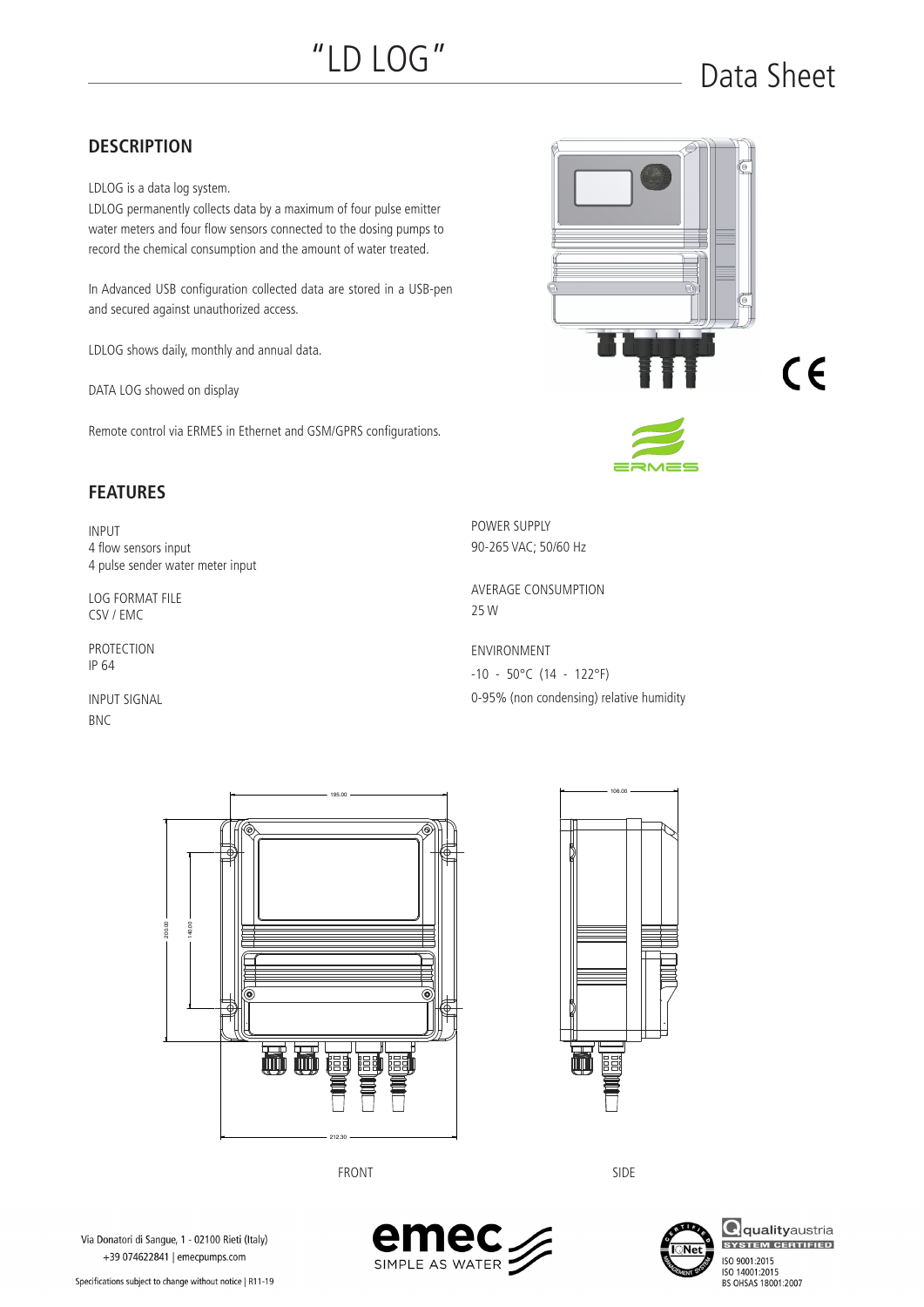# "LD LOG"

Data Sheet

## DESCRIPTION

LDLOG is a data log system.
LDLOG permanently collects data by a maximum of four pulse emitter water meters and four flow sensors connected to the dosing pumps to record the chemical consumption and the amount of water treated.

In Advanced USB configuration collected data are stored in a USB-pen and secured against unauthorized access.

LDLOG shows daily, monthly and annual data.

DATA LOG showed on display

Remote control via ERMES in Ethernet and GSM/GPRS configurations.

## FEATURES

INPUT
4 flow sensors input
4 pulse sender water meter input

LOG FORMAT FILE
CSV / EMC

PROTECTION
IP 64

INPUT SIGNAL
BNC

POWER SUPPLY
90-265 VAC; 50/60 Hz

AVERAGE CONSUMPTION
25 W

ENVIRONMENT
-10 - 50°C (14 - 122°F)
0-95% (non condensing) relative humidity

195.00
200.00
140.00
212.30
106.00

FRONT

SIDE

Via Donatori di Sangue, 1 - 02100 Rieti (Italy)
+39 074622841 | emecpumps.com

Specifications subject to change without notice | R11-19

emec SIMPLE AS WATER

ISO 9001:2015
ISO 14001:2015
BS OHSAS 18001:2007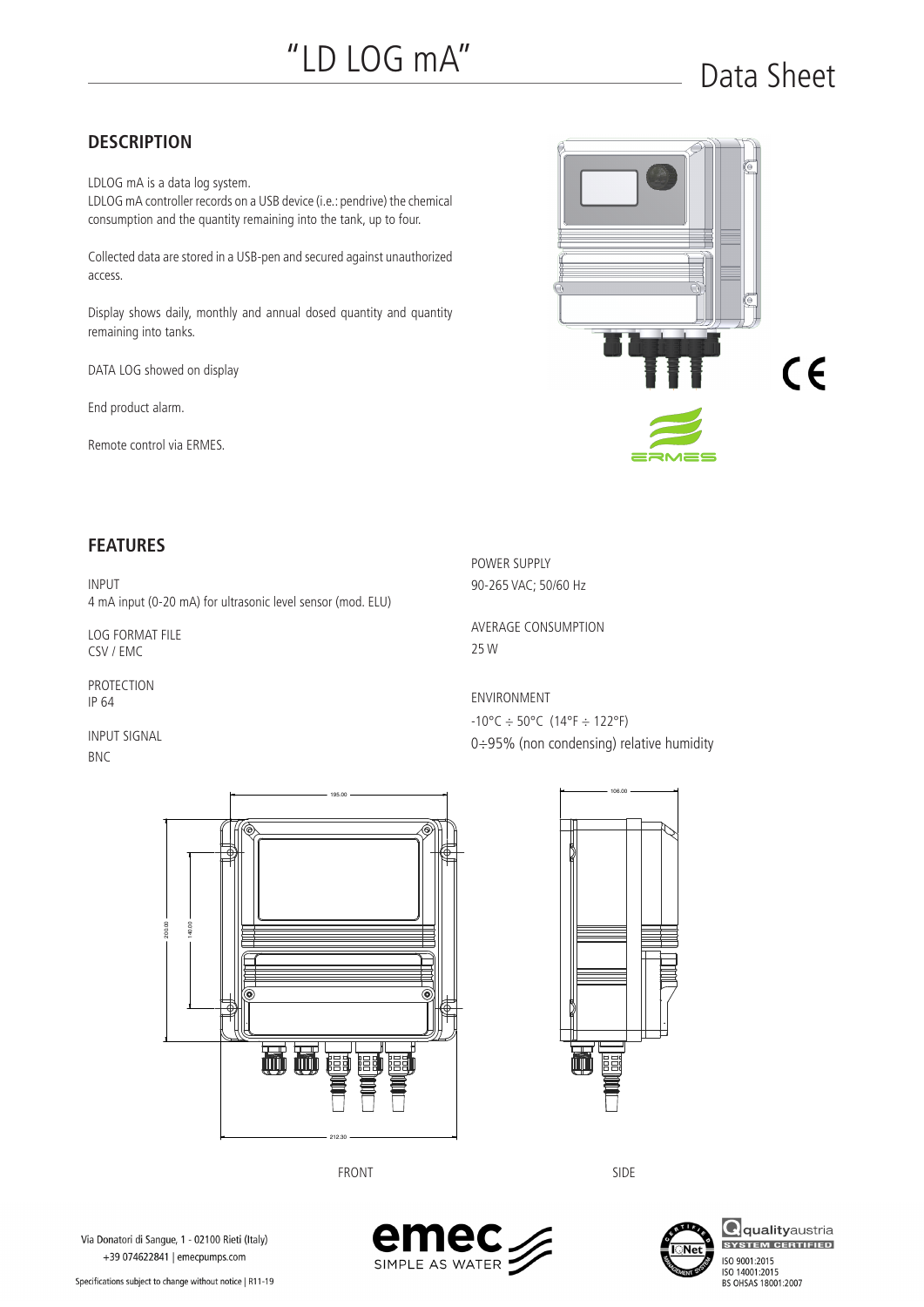# "LD LOG mA"

Data Sheet

## DESCRIPTION

LDLOG mA is a data log system.
LDLOG mA controller records on a USB device (i.e.: pendrive) the chemical consumption and the quantity remaining into the tank, up to four.

Collected data are stored in a USB-pen and secured against unauthorized access.

Display shows daily, monthly and annual dosed quantity and quantity remaining into tanks.

DATA LOG showed on display

End product alarm.

Remote control via ERMES.

## FEATURES

INPUT
4 mA input (0-20 mA) for ultrasonic level sensor (mod. ELU)

LOG FORMAT FILE
CSV / EMC

PROTECTION
IP 64

INPUT SIGNAL
BNC

POWER SUPPLY
90-265 VAC; 50/60 Hz

AVERAGE CONSUMPTION
25 W

ENVIRONMENT
-10°C ÷ 50°C (14°F ÷ 122°F)
0÷95% (non condensing) relative humidity

195.00
200.00
140.00
212.30
106.00

FRONT

SIDE

Via Donatori di Sangue, 1 - 02100 Rieti (Italy)
+39 074622841 | emecpumps.com

Specifications subject to change without notice | R11-19

ISO 9001:2015
ISO 14001:2015
BS OHSAS 18001:2007